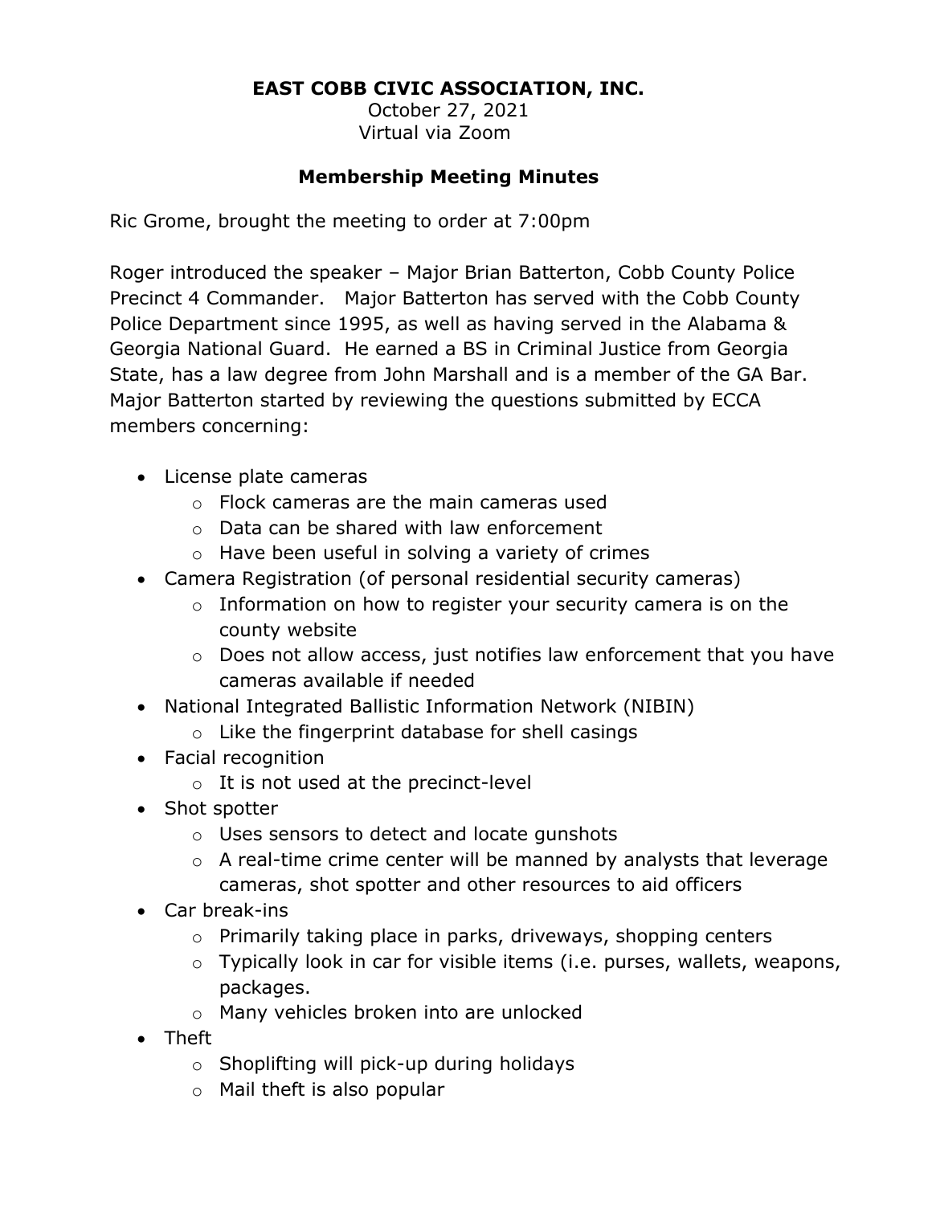# EAST COBB CIVIC ASSOCIATION, INC.

October 27, 2021
Virtual via Zoom

## Membership Meeting Minutes

Ric Grome, brought the meeting to order at 7:00pm

Roger introduced the speaker – Major Brian Batterton, Cobb County Police Precinct 4 Commander. Major Batterton has served with the Cobb County Police Department since 1995, as well as having served in the Alabama & Georgia National Guard. He earned a BS in Criminal Justice from Georgia State, has a law degree from John Marshall and is a member of the GA Bar. Major Batterton started by reviewing the questions submitted by ECCA members concerning:

- License plate cameras
  - Flock cameras are the main cameras used
  - Data can be shared with law enforcement
  - Have been useful in solving a variety of crimes
- Camera Registration (of personal residential security cameras)
  - Information on how to register your security camera is on the county website
  - Does not allow access, just notifies law enforcement that you have cameras available if needed
- National Integrated Ballistic Information Network (NIBIN)
  - Like the fingerprint database for shell casings
- Facial recognition
  - It is not used at the precinct-level
- Shot spotter
  - Uses sensors to detect and locate gunshots
  - A real-time crime center will be manned by analysts that leverage cameras, shot spotter and other resources to aid officers
- Car break-ins
  - Primarily taking place in parks, driveways, shopping centers
  - Typically look in car for visible items (i.e. purses, wallets, weapons, packages.
  - Many vehicles broken into are unlocked
- Theft
  - Shoplifting will pick-up during holidays
  - Mail theft is also popular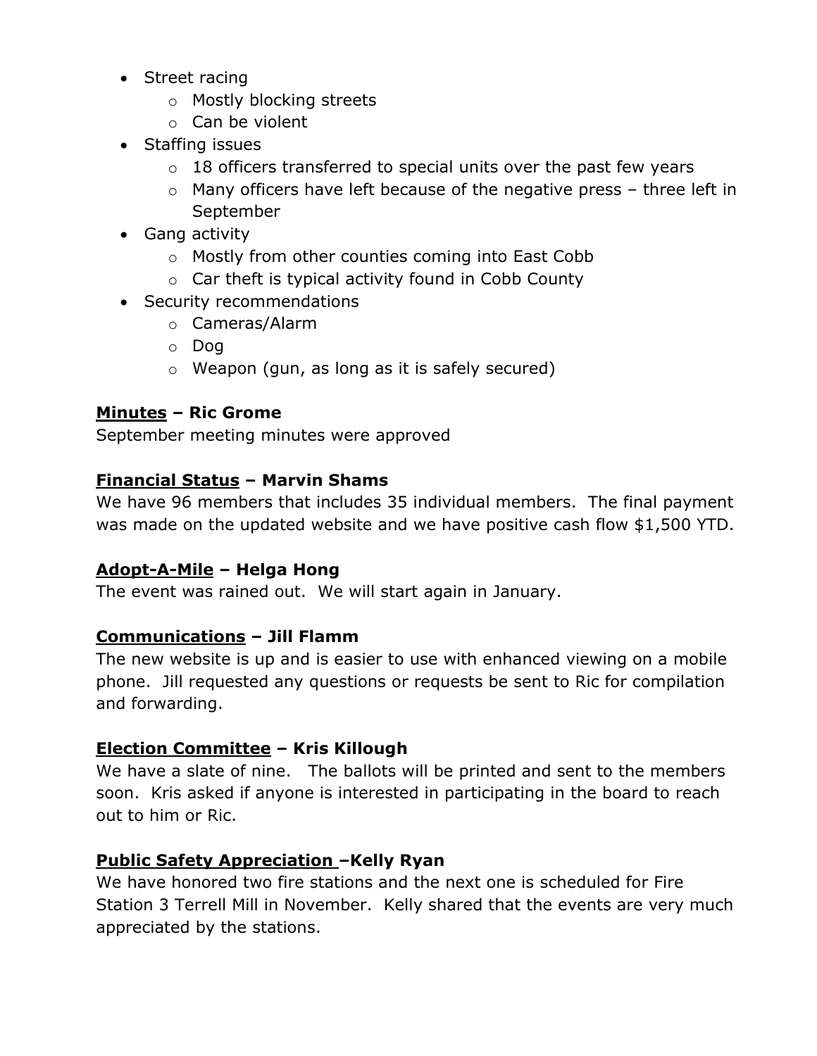- Street racing
  - Mostly blocking streets
  - Can be violent
- Staffing issues
  - 18 officers transferred to special units over the past few years
  - Many officers have left because of the negative press – three left in September
- Gang activity
  - Mostly from other counties coming into East Cobb
  - Car theft is typical activity found in Cobb County
- Security recommendations
  - Cameras/Alarm
  - Dog
  - Weapon (gun, as long as it is safely secured)

**<u>Minutes</u> – Ric Grome**

September meeting minutes were approved

**<u>Financial Status</u> – Marvin Shams**

We have 96 members that includes 35 individual members. The final payment was made on the updated website and we have positive cash flow $1,500 YTD.

**<u>Adopt-A-Mile</u> – Helga Hong**

The event was rained out. We will start again in January.

**<u>Communications</u> – Jill Flamm**

The new website is up and is easier to use with enhanced viewing on a mobile phone. Jill requested any questions or requests be sent to Ric for compilation and forwarding.

**<u>Election Committee</u> – Kris Killough**

We have a slate of nine. The ballots will be printed and sent to the members soon. Kris asked if anyone is interested in participating in the board to reach out to him or Ric.

**<u>Public Safety Appreciation</u> –Kelly Ryan**

We have honored two fire stations and the next one is scheduled for Fire Station 3 Terrell Mill in November. Kelly shared that the events are very much appreciated by the stations.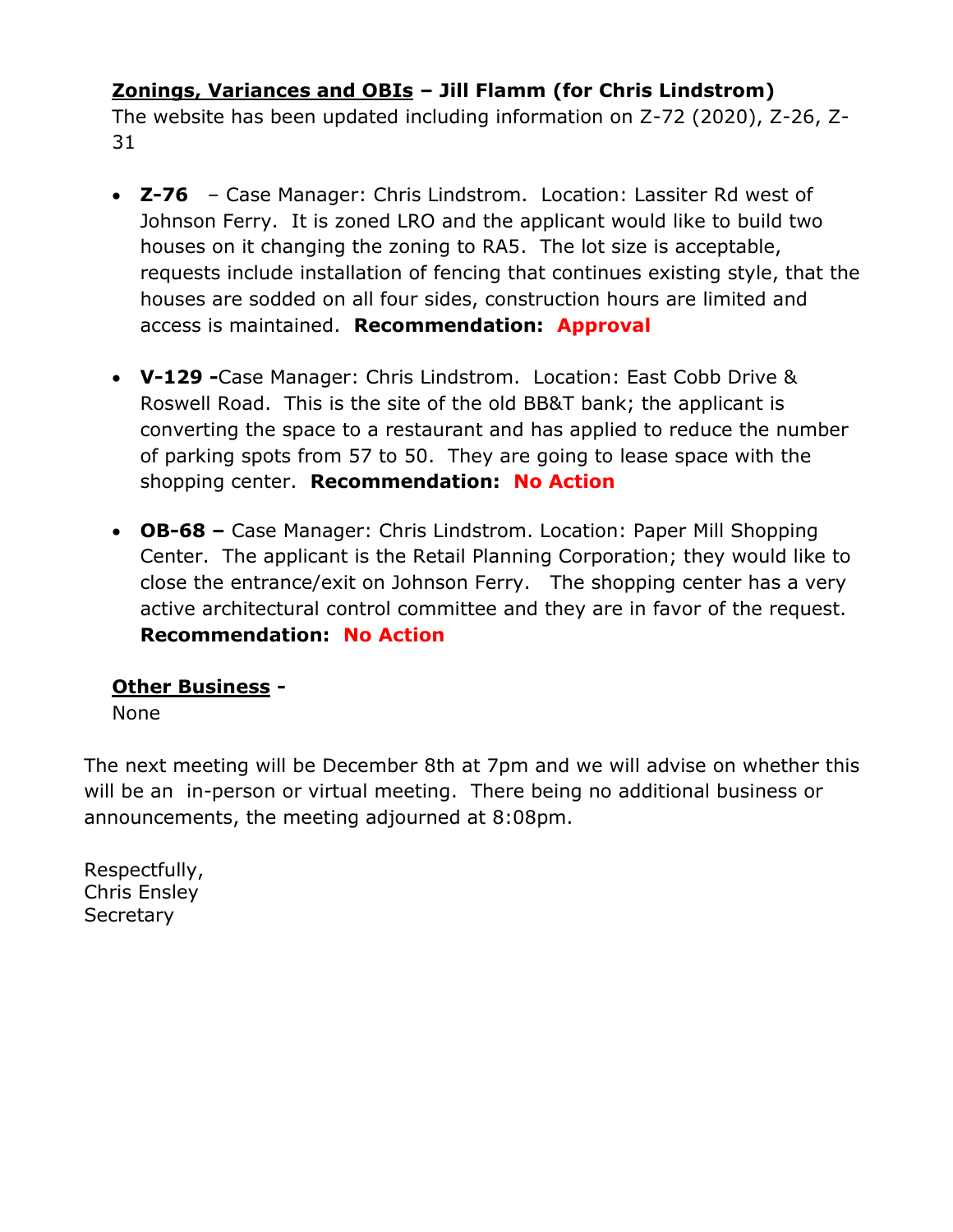**Zonings, Variances and OBIs – Jill Flamm (for Chris Lindstrom)**
The website has been updated including information on Z-72 (2020), Z-26, Z-31

- **Z-76** – Case Manager: Chris Lindstrom. Location: Lassiter Rd west of Johnson Ferry. It is zoned LRO and the applicant would like to build two houses on it changing the zoning to RA5. The lot size is acceptable, requests include installation of fencing that continues existing style, that the houses are sodded on all four sides, construction hours are limited and access is maintained. **Recommendation: Approval**

- **V-129 -**Case Manager: Chris Lindstrom. Location: East Cobb Drive & Roswell Road. This is the site of the old BB&T bank; the applicant is converting the space to a restaurant and has applied to reduce the number of parking spots from 57 to 50. They are going to lease space with the shopping center. **Recommendation: No Action**

- **OB-68 –** Case Manager: Chris Lindstrom. Location: Paper Mill Shopping Center. The applicant is the Retail Planning Corporation; they would like to close the entrance/exit on Johnson Ferry. The shopping center has a very active architectural control committee and they are in favor of the request. **Recommendation: No Action**

**Other Business -**
None

The next meeting will be December 8th at 7pm and we will advise on whether this will be an in-person or virtual meeting. There being no additional business or announcements, the meeting adjourned at 8:08pm.

Respectfully,
Chris Ensley
Secretary